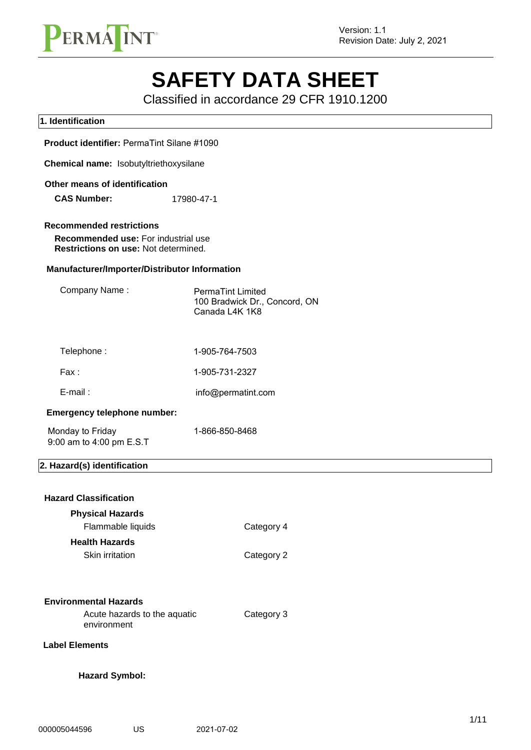Version: 1.1
Revision Date: July 2, 2021

# SAFETY DATA SHEET

Classified in accordance 29 CFR 1910.1200

## 1. Identification

**Product identifier:** PermaTint Silane #1090

**Chemical name:** Isobutyltriethoxysilane

**Other means of identification**

**CAS Number:** 17980-47-1

**Recommended restrictions**

**Recommended use:** For industrial use
**Restrictions on use:** Not determined.

**Manufacturer/Importer/Distributor Information**

| | |
|---|---|
| Company Name : | PermaTint Limited<br>100 Bradwick Dr., Concord, ON<br>Canada L4K 1K8 |
| Telephone : | 1-905-764-7503 |
| Fax : | 1-905-731-2327 |
| E-mail : | info@permatint.com |

**Emergency telephone number:**

| | |
|---|---|
| Monday to Friday<br>9:00 am to 4:00 pm E.S.T | 1-866-850-8468 |

## 2. Hazard(s) identification

**Hazard Classification**

**Physical Hazards**

| | |
|---|---|
| Flammable liquids | Category 4 |

**Health Hazards**

| | |
|---|---|
| Skin irritation | Category 2 |

**Environmental Hazards**

| | |
|---|---|
| Acute hazards to the aquatic environment | Category 3 |

**Label Elements**

**Hazard Symbol:**

000005044596 US 2021-07-02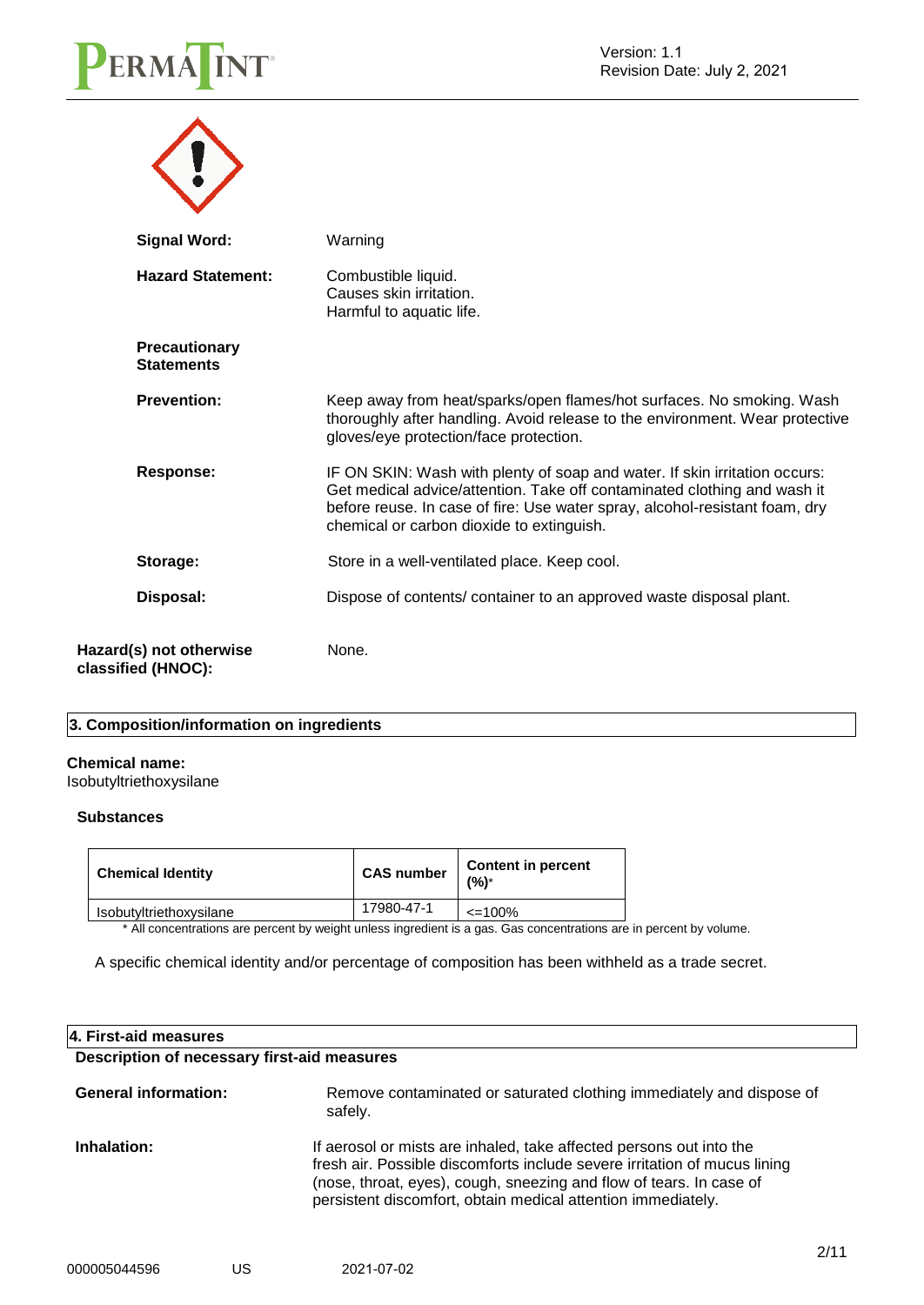| | |
|---|---|
| **Signal Word:** | Warning |
| **Hazard Statement:** | Combustible liquid. Causes skin irritation. Harmful to aquatic life. |

**Precautionary Statements**

| | |
|---|---|
| **Prevention:** | Keep away from heat/sparks/open flames/hot surfaces. No smoking. Wash thoroughly after handling. Avoid release to the environment. Wear protective gloves/eye protection/face protection. |
| **Response:** | IF ON SKIN: Wash with plenty of soap and water. If skin irritation occurs: Get medical advice/attention. Take off contaminated clothing and wash it before reuse. In case of fire: Use water spray, alcohol-resistant foam, dry chemical or carbon dioxide to extinguish. |
| **Storage:** | Store in a well-ventilated place. Keep cool. |
| **Disposal:** | Dispose of contents/ container to an approved waste disposal plant. |

**Hazard(s) not otherwise classified (HNOC):** None.

## 3. Composition/information on ingredients

**Chemical name:**
Isobutyltriethoxysilane

**Substances**

| Chemical Identity | CAS number | Content in percent (%)* |
|---|---|---|
| Isobutyltriethoxysilane | 17980-47-1 | <=100% |

\* All concentrations are percent by weight unless ingredient is a gas. Gas concentrations are in percent by volume.

A specific chemical identity and/or percentage of composition has been withheld as a trade secret.

## 4. First-aid measures

**Description of necessary first-aid measures**

| | |
|---|---|
| **General information:** | Remove contaminated or saturated clothing immediately and dispose of safely. |
| **Inhalation:** | If aerosol or mists are inhaled, take affected persons out into the fresh air. Possible discomforts include severe irritation of mucus lining (nose, throat, eyes), cough, sneezing and flow of tears. In case of persistent discomfort, obtain medical attention immediately. |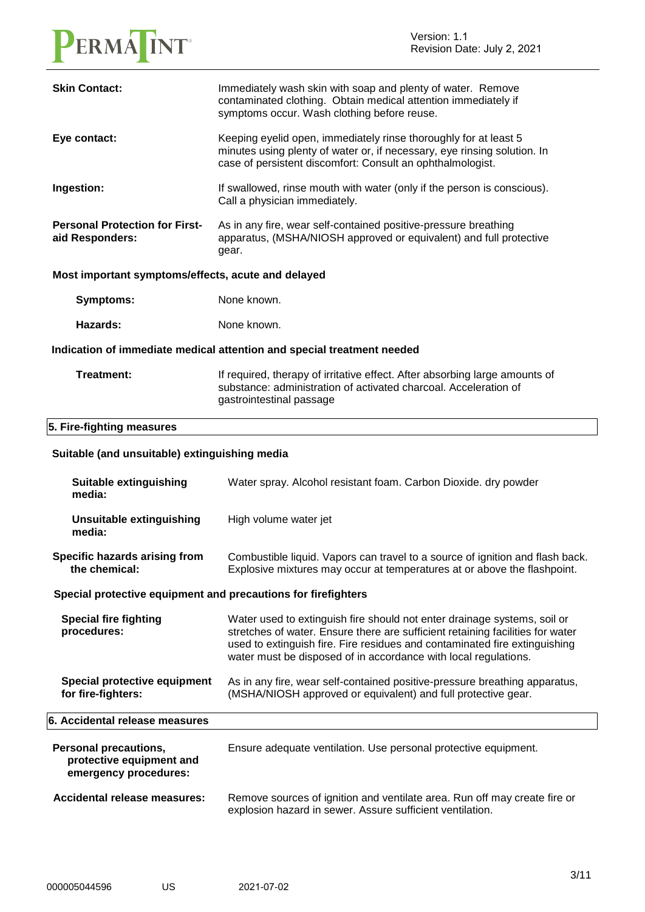**Skin Contact:** Immediately wash skin with soap and plenty of water. Remove contaminated clothing. Obtain medical attention immediately if symptoms occur. Wash clothing before reuse.

**Eye contact:** Keeping eyelid open, immediately rinse thoroughly for at least 5 minutes using plenty of water or, if necessary, eye rinsing solution. In case of persistent discomfort: Consult an ophthalmologist.

**Ingestion:** If swallowed, rinse mouth with water (only if the person is conscious). Call a physician immediately.

**Personal Protection for First-aid Responders:** As in any fire, wear self-contained positive-pressure breathing apparatus, (MSHA/NIOSH approved or equivalent) and full protective gear.

**Most important symptoms/effects, acute and delayed**

**Symptoms:** None known.

**Hazards:** None known.

**Indication of immediate medical attention and special treatment needed**

**Treatment:** If required, therapy of irritative effect. After absorbing large amounts of substance: administration of activated charcoal. Acceleration of gastrointestinal passage

## 5. Fire-fighting measures

**Suitable (and unsuitable) extinguishing media**

**Suitable extinguishing media:** Water spray. Alcohol resistant foam. Carbon Dioxide. dry powder

**Unsuitable extinguishing media:** High volume water jet

**Specific hazards arising from the chemical:** Combustible liquid. Vapors can travel to a source of ignition and flash back. Explosive mixtures may occur at temperatures at or above the flashpoint.

**Special protective equipment and precautions for firefighters**

**Special fire fighting procedures:** Water used to extinguish fire should not enter drainage systems, soil or stretches of water. Ensure there are sufficient retaining facilities for water used to extinguish fire. Fire residues and contaminated fire extinguishing water must be disposed of in accordance with local regulations.

**Special protective equipment for fire-fighters:** As in any fire, wear self-contained positive-pressure breathing apparatus, (MSHA/NIOSH approved or equivalent) and full protective gear.

## 6. Accidental release measures

**Personal precautions, protective equipment and emergency procedures:** Ensure adequate ventilation. Use personal protective equipment.

**Accidental release measures:** Remove sources of ignition and ventilate area. Run off may create fire or explosion hazard in sewer. Assure sufficient ventilation.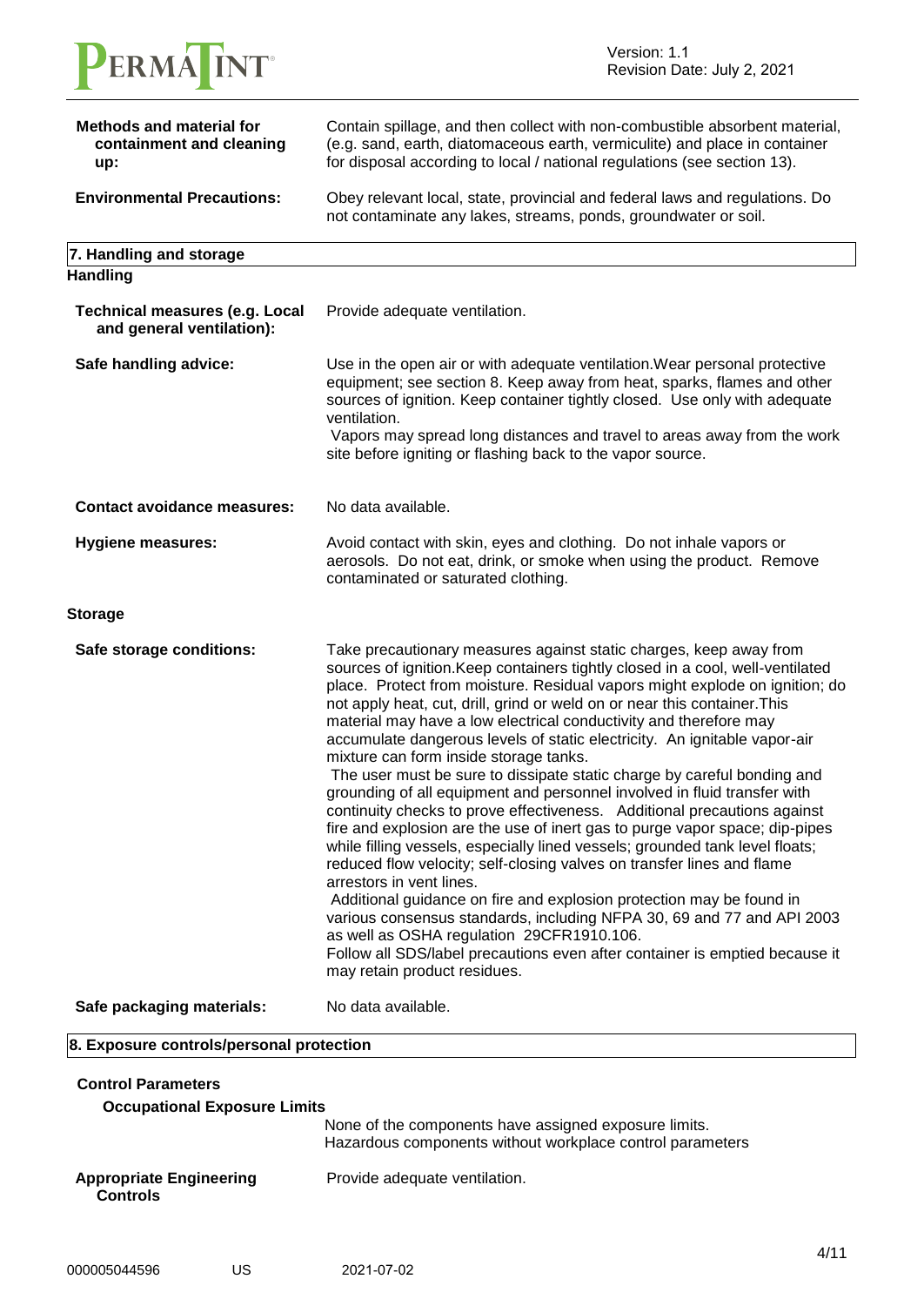**Methods and material for containment and cleaning up:** Contain spillage, and then collect with non-combustible absorbent material, (e.g. sand, earth, diatomaceous earth, vermiculite) and place in container for disposal according to local / national regulations (see section 13).

**Environmental Precautions:** Obey relevant local, state, provincial and federal laws and regulations. Do not contaminate any lakes, streams, ponds, groundwater or soil.

## 7. Handling and storage

### Handling

**Technical measures (e.g. Local and general ventilation):** Provide adequate ventilation.

**Safe handling advice:** Use in the open air or with adequate ventilation.Wear personal protective equipment; see section 8. Keep away from heat, sparks, flames and other sources of ignition. Keep container tightly closed. Use only with adequate ventilation.
Vapors may spread long distances and travel to areas away from the work site before igniting or flashing back to the vapor source.

**Contact avoidance measures:** No data available.

**Hygiene measures:** Avoid contact with skin, eyes and clothing. Do not inhale vapors or aerosols. Do not eat, drink, or smoke when using the product. Remove contaminated or saturated clothing.

### Storage

**Safe storage conditions:** Take precautionary measures against static charges, keep away from sources of ignition.Keep containers tightly closed in a cool, well-ventilated place. Protect from moisture. Residual vapors might explode on ignition; do not apply heat, cut, drill, grind or weld on or near this container.This material may have a low electrical conductivity and therefore may accumulate dangerous levels of static electricity. An ignitable vapor-air mixture can form inside storage tanks.
The user must be sure to dissipate static charge by careful bonding and grounding of all equipment and personnel involved in fluid transfer with continuity checks to prove effectiveness. Additional precautions against fire and explosion are the use of inert gas to purge vapor space; dip-pipes while filling vessels, especially lined vessels; grounded tank level floats; reduced flow velocity; self-closing valves on transfer lines and flame arrestors in vent lines.
Additional guidance on fire and explosion protection may be found in various consensus standards, including NFPA 30, 69 and 77 and API 2003 as well as OSHA regulation 29CFR1910.106.
Follow all SDS/label precautions even after container is emptied because it may retain product residues.

**Safe packaging materials:** No data available.

## 8. Exposure controls/personal protection

### Control Parameters

**Occupational Exposure Limits**

None of the components have assigned exposure limits.
Hazardous components without workplace control parameters

**Appropriate Engineering Controls:** Provide adequate ventilation.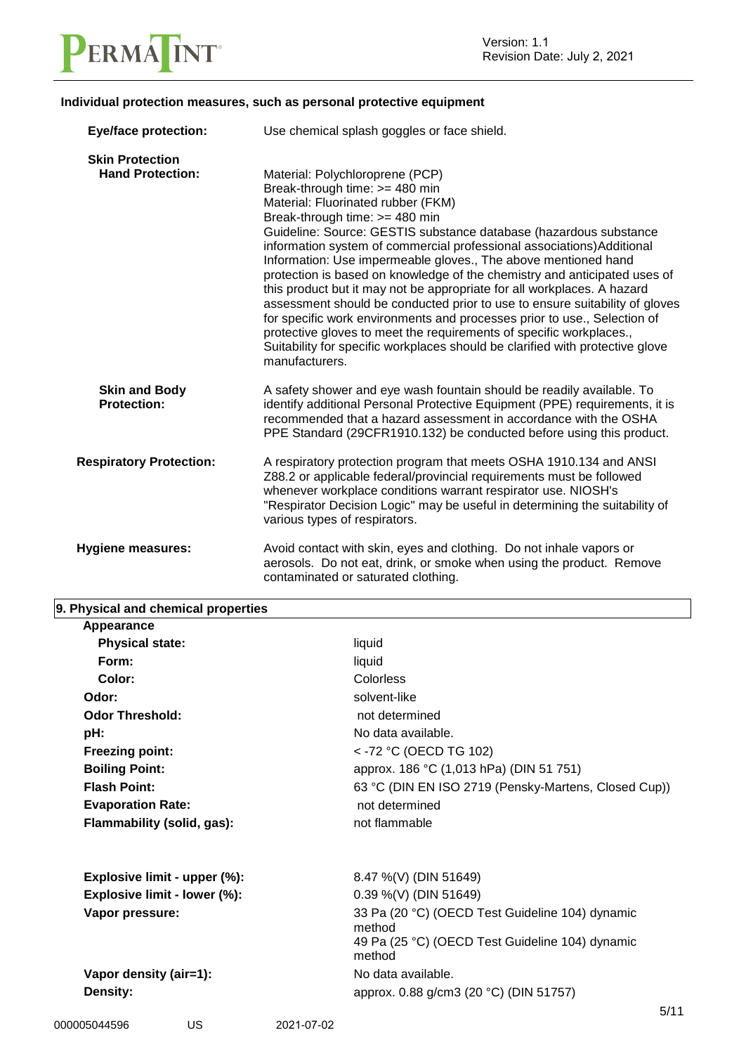**Individual protection measures, such as personal protective equipment**

| | |
|---|---|
| **Eye/face protection:** | Use chemical splash goggles or face shield. |
| **Skin Protection** | |
| **Hand Protection:** | Material: Polychloroprene (PCP)<br>Break-through time: >= 480 min<br>Material: Fluorinated rubber (FKM)<br>Break-through time: >= 480 min<br>Guideline: Source: GESTIS substance database (hazardous substance information system of commercial professional associations)Additional Information: Use impermeable gloves., The above mentioned hand protection is based on knowledge of the chemistry and anticipated uses of this product but it may not be appropriate for all workplaces. A hazard assessment should be conducted prior to use to ensure suitability of gloves for specific work environments and processes prior to use., Selection of protective gloves to meet the requirements of specific workplaces., Suitability for specific workplaces should be clarified with protective glove manufacturers. |
| **Skin and Body Protection:** | A safety shower and eye wash fountain should be readily available. To identify additional Personal Protective Equipment (PPE) requirements, it is recommended that a hazard assessment in accordance with the OSHA PPE Standard (29CFR1910.132) be conducted before using this product. |
| **Respiratory Protection:** | A respiratory protection program that meets OSHA 1910.134 and ANSI Z88.2 or applicable federal/provincial requirements must be followed whenever workplace conditions warrant respirator use. NIOSH's "Respirator Decision Logic" may be useful in determining the suitability of various types of respirators. |
| **Hygiene measures:** | Avoid contact with skin, eyes and clothing. Do not inhale vapors or aerosols. Do not eat, drink, or smoke when using the product. Remove contaminated or saturated clothing. |

## 9. Physical and chemical properties

| | |
|---|---|
| **Appearance** | |
| **Physical state:** | liquid |
| **Form:** | liquid |
| **Color:** | Colorless |
| **Odor:** | solvent-like |
| **Odor Threshold:** | not determined |
| **pH:** | No data available. |
| **Freezing point:** | < -72 °C (OECD TG 102) |
| **Boiling Point:** | approx. 186 °C (1,013 hPa) (DIN 51 751) |
| **Flash Point:** | 63 °C (DIN EN ISO 2719 (Pensky-Martens, Closed Cup)) |
| **Evaporation Rate:** | not determined |
| **Flammability (solid, gas):** | not flammable |
| **Explosive limit - upper (%):** | 8.47 %(V) (DIN 51649) |
| **Explosive limit - lower (%):** | 0.39 %(V) (DIN 51649) |
| **Vapor pressure:** | 33 Pa (20 °C) (OECD Test Guideline 104) dynamic method<br>49 Pa (25 °C) (OECD Test Guideline 104) dynamic method |
| **Vapor density (air=1):** | No data available. |
| **Density:** | approx. 0.88 g/cm3 (20 °C) (DIN 51757) |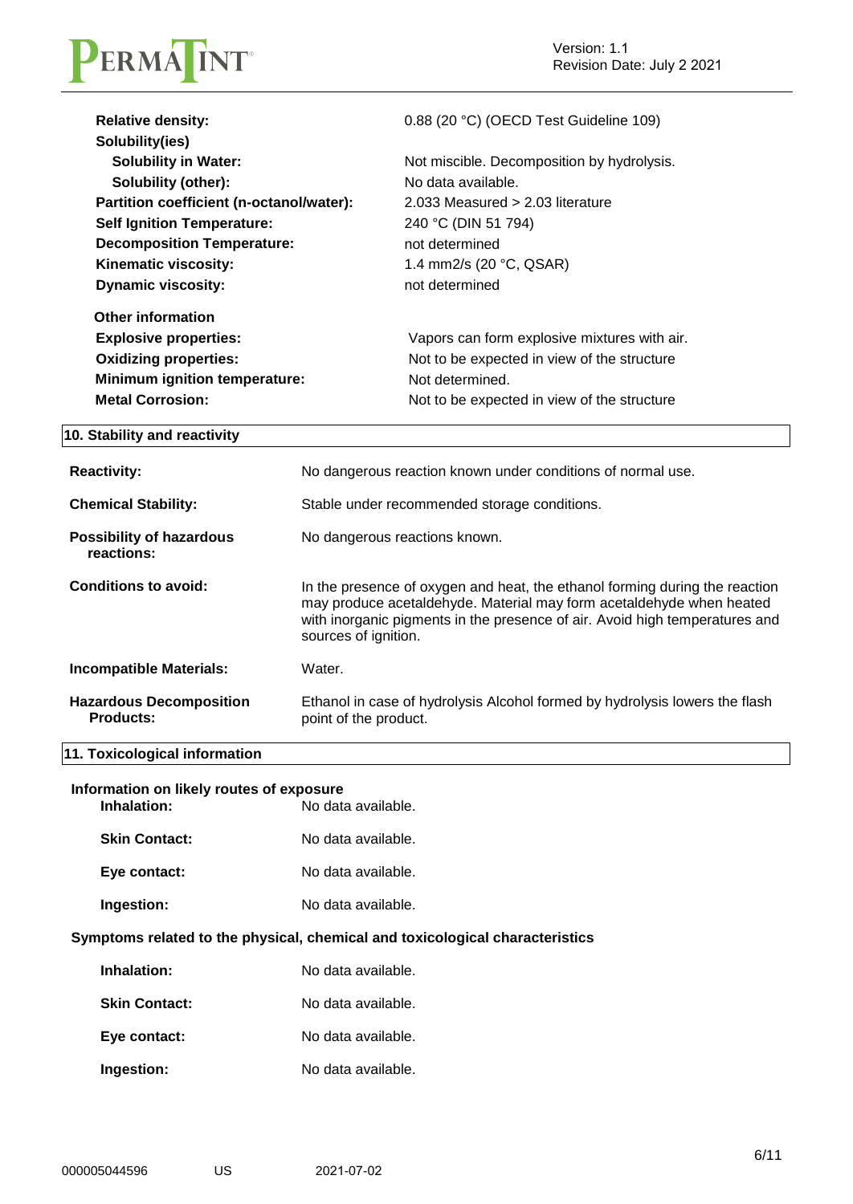| | |
|---|---|
| **Relative density:** | 0.88 (20 °C) (OECD Test Guideline 109) |
| **Solubility(ies)** | |
| **Solubility in Water:** | Not miscible. Decomposition by hydrolysis. |
| **Solubility (other):** | No data available. |
| **Partition coefficient (n-octanol/water):** | 2.033 Measured > 2.03 literature |
| **Self Ignition Temperature:** | 240 °C (DIN 51 794) |
| **Decomposition Temperature:** | not determined |
| **Kinematic viscosity:** | 1.4 mm2/s (20 °C, QSAR) |
| **Dynamic viscosity:** | not determined |

**Other information**

| | |
|---|---|
| **Explosive properties:** | Vapors can form explosive mixtures with air. |
| **Oxidizing properties:** | Not to be expected in view of the structure |
| **Minimum ignition temperature:** | Not determined. |
| **Metal Corrosion:** | Not to be expected in view of the structure |

## 10. Stability and reactivity

| | |
|---|---|
| **Reactivity:** | No dangerous reaction known under conditions of normal use. |
| **Chemical Stability:** | Stable under recommended storage conditions. |
| **Possibility of hazardous reactions:** | No dangerous reactions known. |
| **Conditions to avoid:** | In the presence of oxygen and heat, the ethanol forming during the reaction may produce acetaldehyde. Material may form acetaldehyde when heated with inorganic pigments in the presence of air. Avoid high temperatures and sources of ignition. |
| **Incompatible Materials:** | Water. |
| **Hazardous Decomposition Products:** | Ethanol in case of hydrolysis Alcohol formed by hydrolysis lowers the flash point of the product. |

## 11. Toxicological information

**Information on likely routes of exposure**

| | |
|---|---|
| **Inhalation:** | No data available. |
| **Skin Contact:** | No data available. |
| **Eye contact:** | No data available. |
| **Ingestion:** | No data available. |

**Symptoms related to the physical, chemical and toxicological characteristics**

| | |
|---|---|
| **Inhalation:** | No data available. |
| **Skin Contact:** | No data available. |
| **Eye contact:** | No data available. |
| **Ingestion:** | No data available. |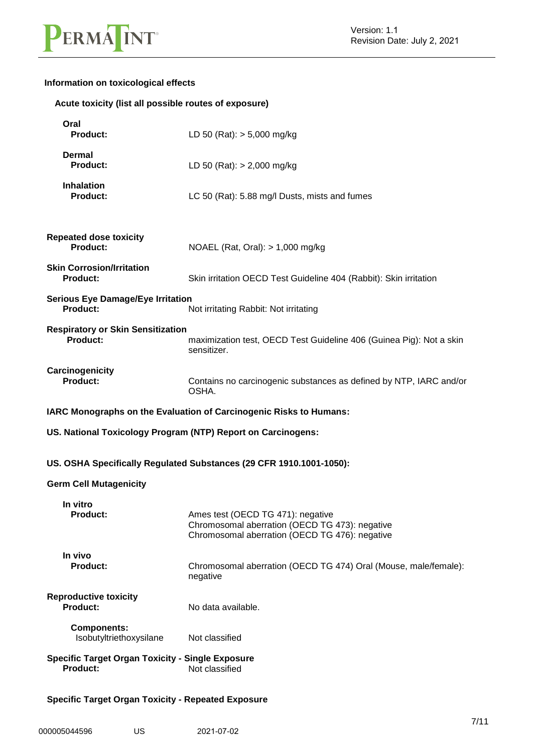**Information on toxicological effects**

**Acute toxicity (list all possible routes of exposure)**

**Oral**

| | |
|---|---|
| **Product:** | LD 50 (Rat): > 5,000 mg/kg |

**Dermal**

| | |
|---|---|
| **Product:** | LD 50 (Rat): > 2,000 mg/kg |

**Inhalation**

| | |
|---|---|
| **Product:** | LC 50 (Rat): 5.88 mg/l Dusts, mists and fumes |

**Repeated dose toxicity**

| | |
|---|---|
| **Product:** | NOAEL (Rat, Oral): > 1,000 mg/kg |

**Skin Corrosion/Irritation**

| | |
|---|---|
| **Product:** | Skin irritation OECD Test Guideline 404 (Rabbit): Skin irritation |

**Serious Eye Damage/Eye Irritation**

| | |
|---|---|
| **Product:** | Not irritating Rabbit: Not irritating |

**Respiratory or Skin Sensitization**

| | |
|---|---|
| **Product:** | maximization test, OECD Test Guideline 406 (Guinea Pig): Not a skin sensitizer. |

**Carcinogenicity**

| | |
|---|---|
| **Product:** | Contains no carcinogenic substances as defined by NTP, IARC and/or OSHA. |

**IARC Monographs on the Evaluation of Carcinogenic Risks to Humans:**

**US. National Toxicology Program (NTP) Report on Carcinogens:**

**US. OSHA Specifically Regulated Substances (29 CFR 1910.1001-1050):**

**Germ Cell Mutagenicity**

**In vitro**

| | |
|---|---|
| **Product:** | Ames test (OECD TG 471): negative<br>Chromosomal aberration (OECD TG 473): negative<br>Chromosomal aberration (OECD TG 476): negative |

**In vivo**

| | |
|---|---|
| **Product:** | Chromosomal aberration (OECD TG 474) Oral (Mouse, male/female): negative |

**Reproductive toxicity**

| | |
|---|---|
| **Product:** | No data available. |
| **Components:** | |
| Isobutyltriethoxysilane | Not classified |

**Specific Target Organ Toxicity - Single Exposure**

| | |
|---|---|
| **Product:** | Not classified |

**Specific Target Organ Toxicity - Repeated Exposure**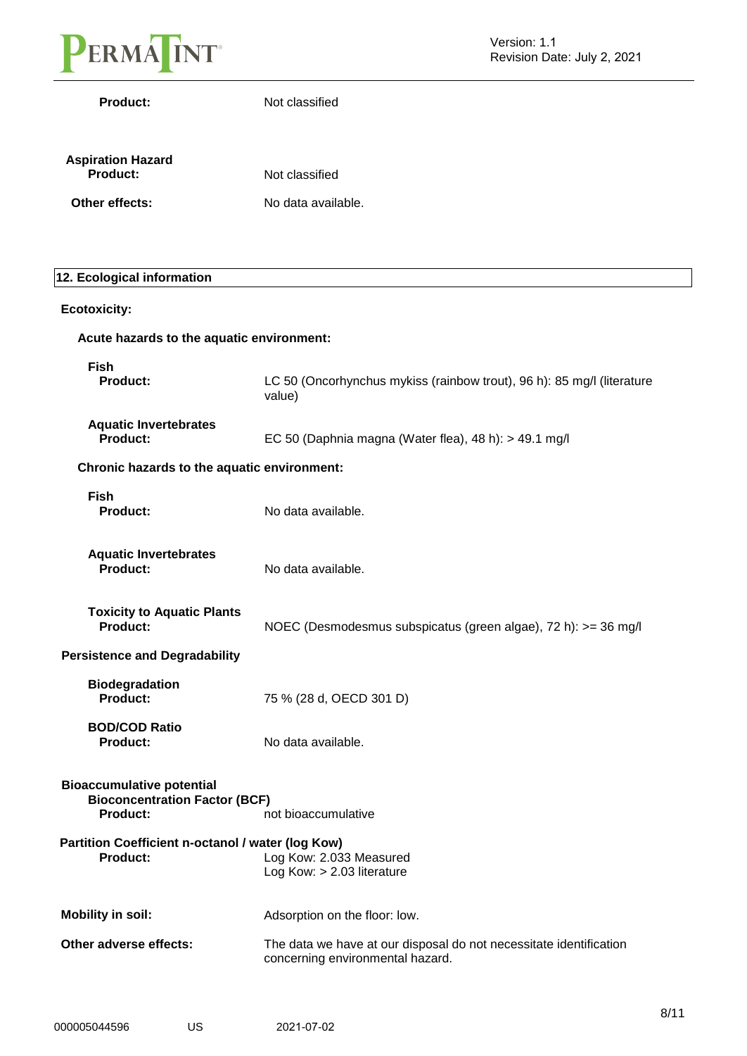**Product:** Not classified

**Aspiration Hazard**
**Product:** Not classified

**Other effects:** No data available.

## 12. Ecological information

**Ecotoxicity:**

**Acute hazards to the aquatic environment:**

**Fish**
**Product:** LC 50 (Oncorhynchus mykiss (rainbow trout), 96 h): 85 mg/l (literature value)

**Aquatic Invertebrates**
**Product:** EC 50 (Daphnia magna (Water flea), 48 h): > 49.1 mg/l

**Chronic hazards to the aquatic environment:**

**Fish**
**Product:** No data available.

**Aquatic Invertebrates**
**Product:** No data available.

**Toxicity to Aquatic Plants**
**Product:** NOEC (Desmodesmus subspicatus (green algae), 72 h): >= 36 mg/l

**Persistence and Degradability**

**Biodegradation**
**Product:** 75 % (28 d, OECD 301 D)

**BOD/COD Ratio**
**Product:** No data available.

**Bioaccumulative potential**
**Bioconcentration Factor (BCF)**
**Product:** not bioaccumulative

**Partition Coefficient n-octanol / water (log Kow)**
**Product:** Log Kow: 2.033 Measured
Log Kow: > 2.03 literature

**Mobility in soil:** Adsorption on the floor: low.

**Other adverse effects:** The data we have at our disposal do not necessitate identification concerning environmental hazard.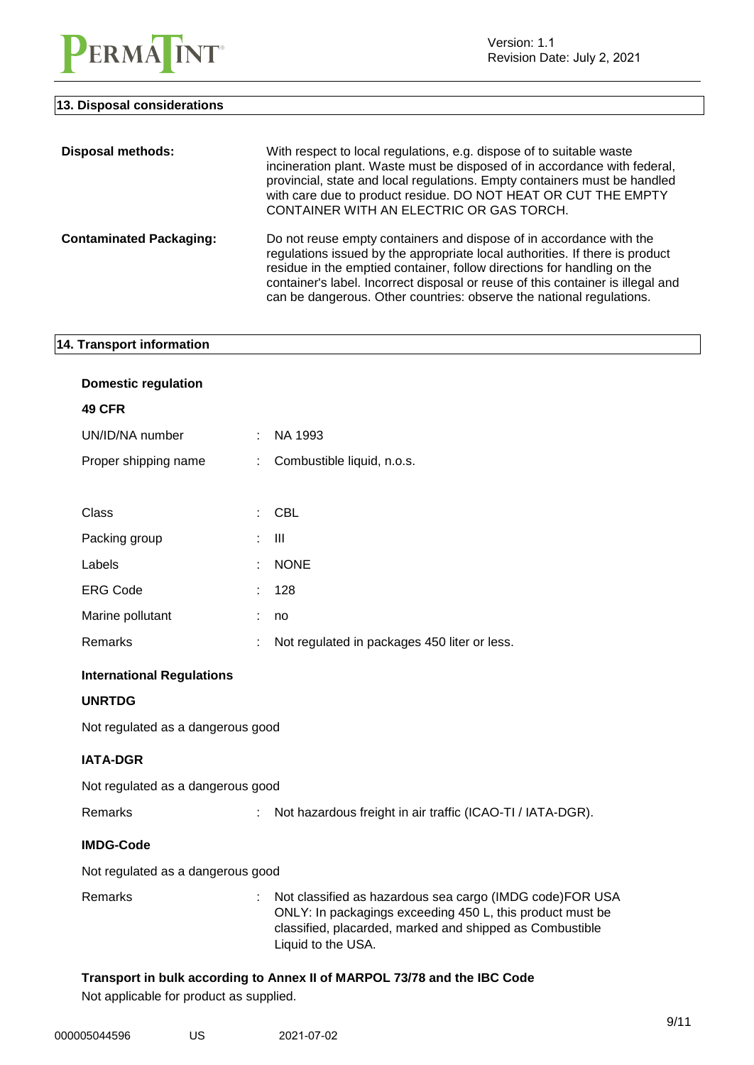## 13. Disposal considerations

| | |
|---|---|
| **Disposal methods:** | With respect to local regulations, e.g. dispose of to suitable waste incineration plant. Waste must be disposed of in accordance with federal, provincial, state and local regulations. Empty containers must be handled with care due to product residue. DO NOT HEAT OR CUT THE EMPTY CONTAINER WITH AN ELECTRIC OR GAS TORCH. |
| **Contaminated Packaging:** | Do not reuse empty containers and dispose of in accordance with the regulations issued by the appropriate local authorities. If there is product residue in the emptied container, follow directions for handling on the container's label. Incorrect disposal or reuse of this container is illegal and can be dangerous. Other countries: observe the national regulations. |

## 14. Transport information

### Domestic regulation

**49 CFR**

| | |
|---|---|
| UN/ID/NA number | : NA 1993 |
| Proper shipping name | : Combustible liquid, n.o.s. |
| Class | : CBL |
| Packing group | : III |
| Labels | : NONE |
| ERG Code | : 128 |
| Marine pollutant | : no |
| Remarks | : Not regulated in packages 450 liter or less. |

### International Regulations

**UNRTDG**

Not regulated as a dangerous good

**IATA-DGR**

Not regulated as a dangerous good

| | |
|---|---|
| Remarks | : Not hazardous freight in air traffic (ICAO-TI / IATA-DGR). |

**IMDG-Code**

Not regulated as a dangerous good

| | |
|---|---|
| Remarks | : Not classified as hazardous sea cargo (IMDG code)FOR USA ONLY: In packagings exceeding 450 L, this product must be classified, placarded, marked and shipped as Combustible Liquid to the USA. |

**Transport in bulk according to Annex II of MARPOL 73/78 and the IBC Code**

Not applicable for product as supplied.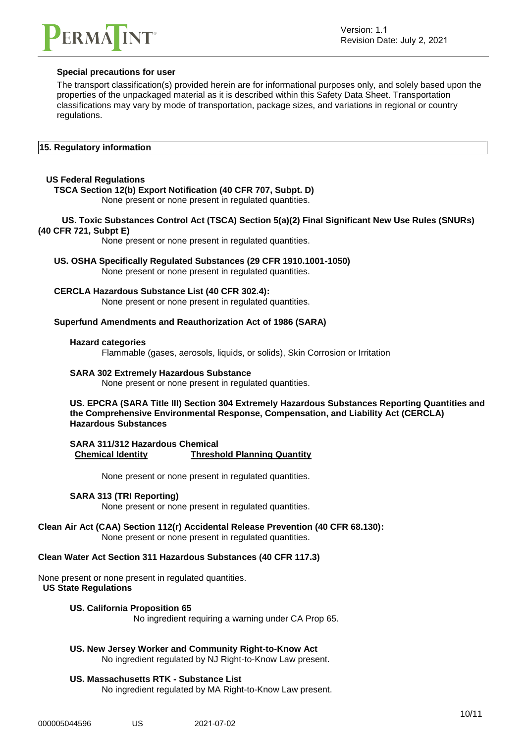**Special precautions for user**

The transport classification(s) provided herein are for informational purposes only, and solely based upon the properties of the unpackaged material as it is described within this Safety Data Sheet. Transportation classifications may vary by mode of transportation, package sizes, and variations in regional or country regulations.

## 15. Regulatory information

**US Federal Regulations**

**TSCA Section 12(b) Export Notification (40 CFR 707, Subpt. D)**

None present or none present in regulated quantities.

**US. Toxic Substances Control Act (TSCA) Section 5(a)(2) Final Significant New Use Rules (SNURs) (40 CFR 721, Subpt E)**

None present or none present in regulated quantities.

**US. OSHA Specifically Regulated Substances (29 CFR 1910.1001-1050)**

None present or none present in regulated quantities.

**CERCLA Hazardous Substance List (40 CFR 302.4):**

None present or none present in regulated quantities.

**Superfund Amendments and Reauthorization Act of 1986 (SARA)**

**Hazard categories**

Flammable (gases, aerosols, liquids, or solids), Skin Corrosion or Irritation

**SARA 302 Extremely Hazardous Substance**

None present or none present in regulated quantities.

**US. EPCRA (SARA Title III) Section 304 Extremely Hazardous Substances Reporting Quantities and the Comprehensive Environmental Response, Compensation, and Liability Act (CERCLA) Hazardous Substances**

**SARA 311/312 Hazardous Chemical**

| Chemical Identity | Threshold Planning Quantity |
|---|---|

None present or none present in regulated quantities.

**SARA 313 (TRI Reporting)**

None present or none present in regulated quantities.

**Clean Air Act (CAA) Section 112(r) Accidental Release Prevention (40 CFR 68.130):**

None present or none present in regulated quantities.

**Clean Water Act Section 311 Hazardous Substances (40 CFR 117.3)**

None present or none present in regulated quantities.

**US State Regulations**

**US. California Proposition 65**

No ingredient requiring a warning under CA Prop 65.

**US. New Jersey Worker and Community Right-to-Know Act**

No ingredient regulated by NJ Right-to-Know Law present.

**US. Massachusetts RTK - Substance List**

No ingredient regulated by MA Right-to-Know Law present.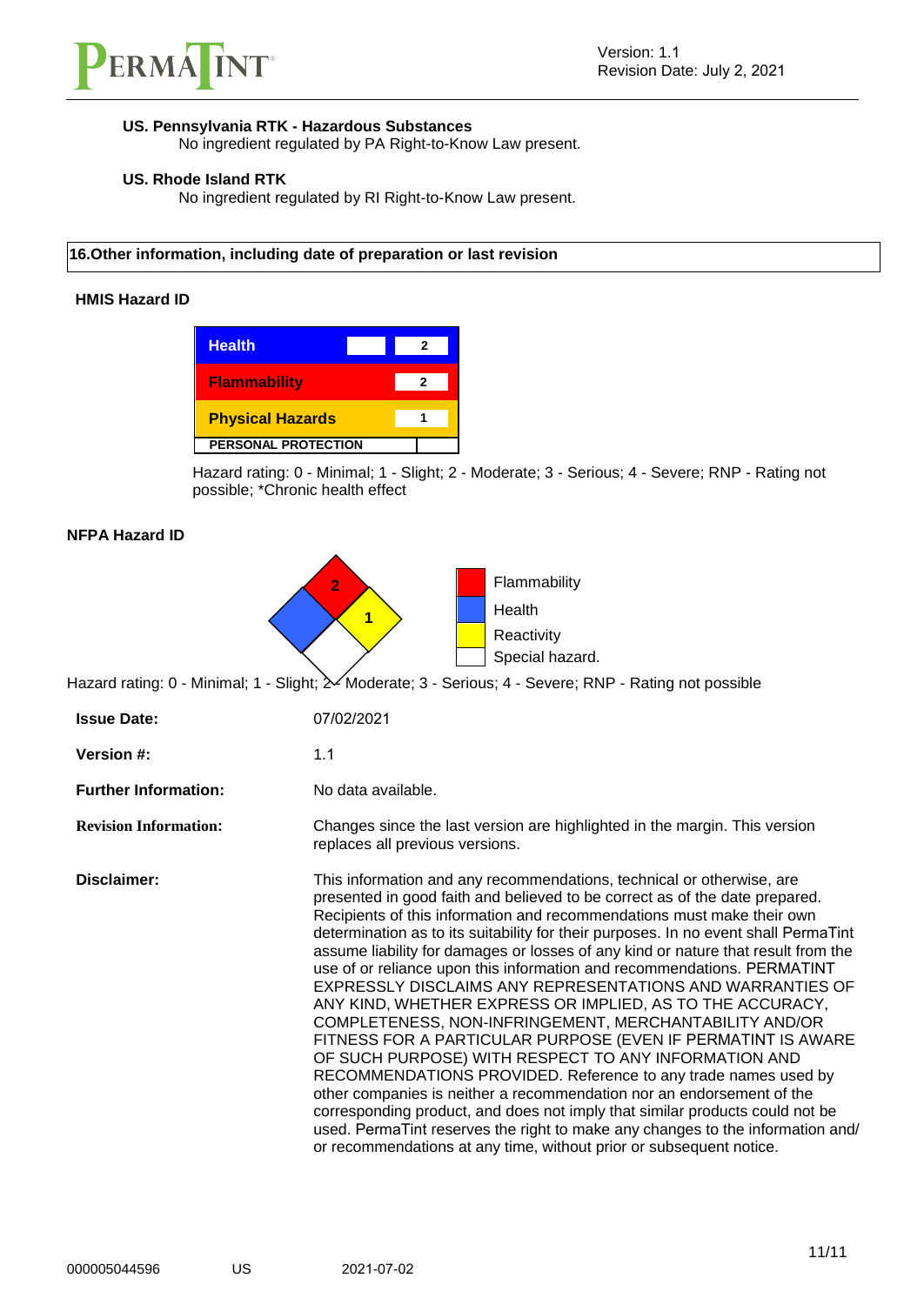**US. Pennsylvania RTK - Hazardous Substances**

No ingredient regulated by PA Right-to-Know Law present.

**US. Rhode Island RTK**

No ingredient regulated by RI Right-to-Know Law present.

## 16.Other information, including date of preparation or last revision

### HMIS Hazard ID

| | | |
|---|---|---|
| Health | | 2 |
| Flammability | | 2 |
| Physical Hazards | | 1 |
| PERSONAL PROTECTION | | |

Hazard rating: 0 - Minimal; 1 - Slight; 2 - Moderate; 3 - Serious; 4 - Severe; RNP - Rating not possible; *Chronic health effect

### NFPA Hazard ID

2

1

Flammability

Health

Reactivity

Special hazard.

Hazard rating: 0 - Minimal; 1 - Slight; 2 - Moderate; 3 - Serious; 4 - Severe; RNP - Rating not possible

**Issue Date:** 07/02/2021

**Version #:** 1.1

**Further Information:** No data available.

**Revision Information:** Changes since the last version are highlighted in the margin. This version replaces all previous versions.

**Disclaimer:** This information and any recommendations, technical or otherwise, are presented in good faith and believed to be correct as of the date prepared. Recipients of this information and recommendations must make their own determination as to its suitability for their purposes. In no event shall PermaTint assume liability for damages or losses of any kind or nature that result from the use of or reliance upon this information and recommendations. PERMATINT EXPRESSLY DISCLAIMS ANY REPRESENTATIONS AND WARRANTIES OF ANY KIND, WHETHER EXPRESS OR IMPLIED, AS TO THE ACCURACY, COMPLETENESS, NON-INFRINGEMENT, MERCHANTABILITY AND/OR FITNESS FOR A PARTICULAR PURPOSE (EVEN IF PERMATINT IS AWARE OF SUCH PURPOSE) WITH RESPECT TO ANY INFORMATION AND RECOMMENDATIONS PROVIDED. Reference to any trade names used by other companies is neither a recommendation nor an endorsement of the corresponding product, and does not imply that similar products could not be used. PermaTint reserves the right to make any changes to the information and/ or recommendations at any time, without prior or subsequent notice.